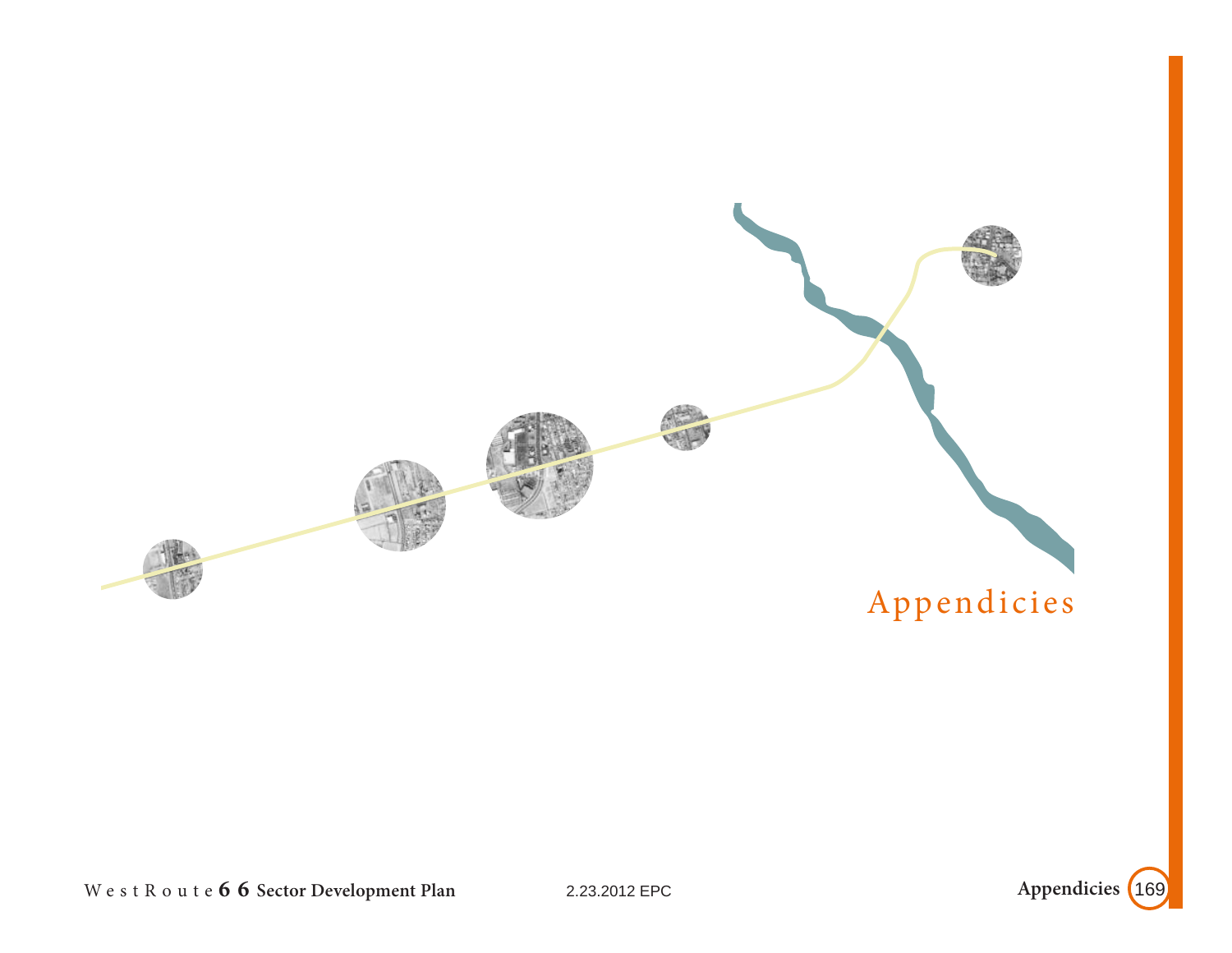# Appendicies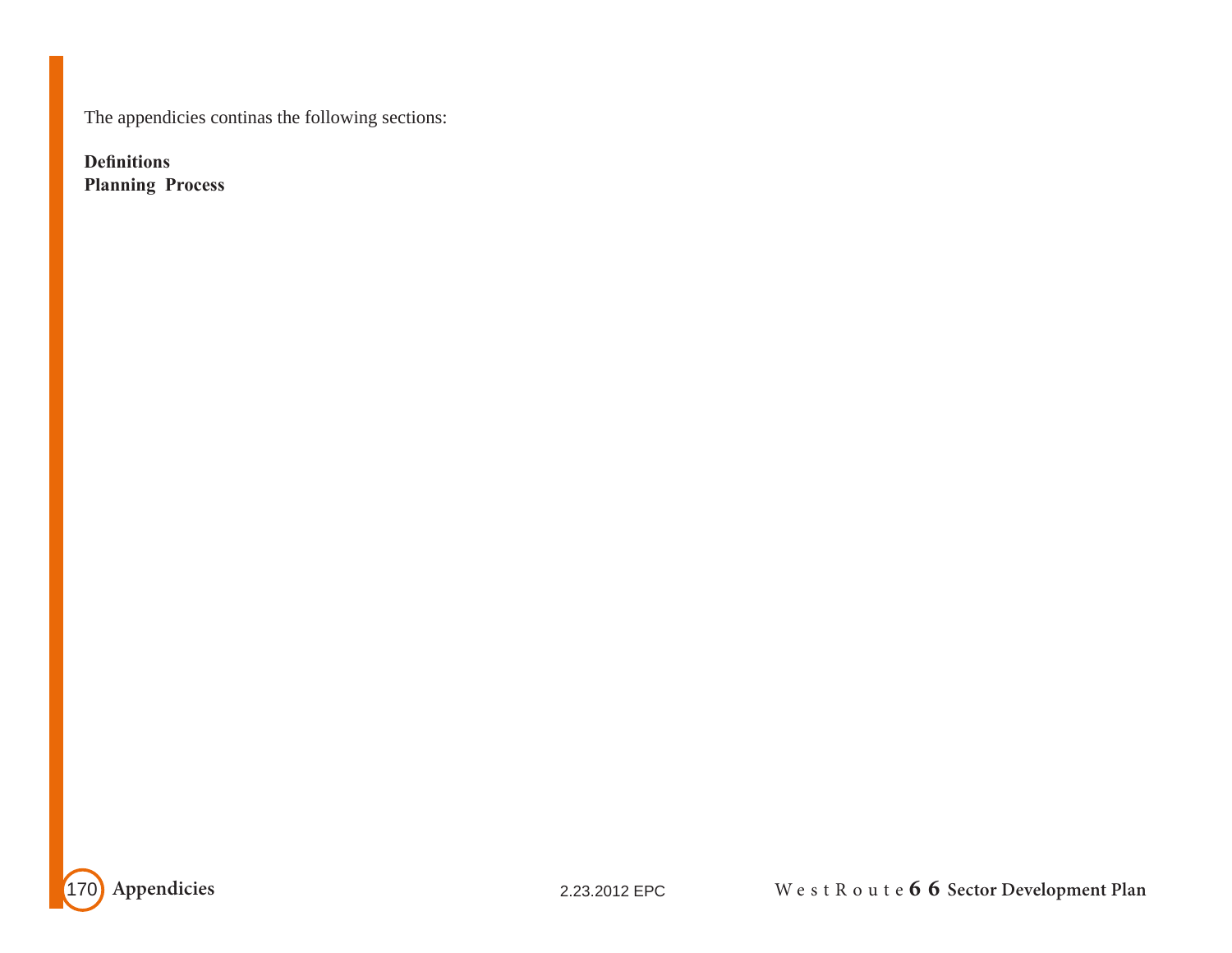The appendicies continas the following sections:

**Definitions**
**Planning Process**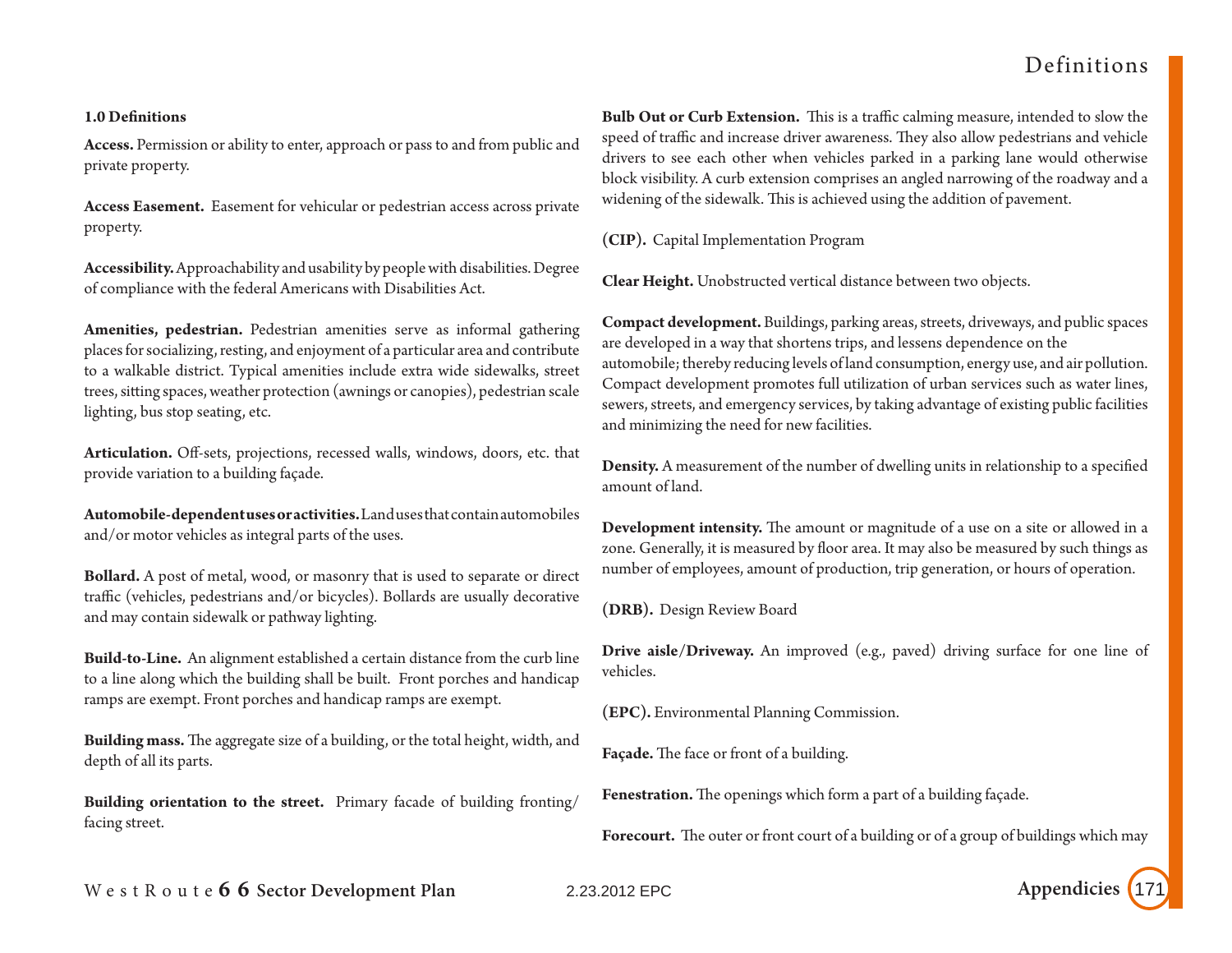**1.0 Definitions**

**Access.** Permission or ability to enter, approach or pass to and from public and private property.

**Access Easement.** Easement for vehicular or pedestrian access across private property.

**Accessibility.** Approachability and usability by people with disabilities. Degree of compliance with the federal Americans with Disabilities Act.

**Amenities, pedestrian.** Pedestrian amenities serve as informal gathering places for socializing, resting, and enjoyment of a particular area and contribute to a walkable district. Typical amenities include extra wide sidewalks, street trees, sitting spaces, weather protection (awnings or canopies), pedestrian scale lighting, bus stop seating, etc.

**Articulation.** Off-sets, projections, recessed walls, windows, doors, etc. that provide variation to a building façade.

**Automobile-dependent uses or activities.** Land uses that contain automobiles and/or motor vehicles as integral parts of the uses.

**Bollard.** A post of metal, wood, or masonry that is used to separate or direct traffic (vehicles, pedestrians and/or bicycles). Bollards are usually decorative and may contain sidewalk or pathway lighting.

**Build-to-Line.** An alignment established a certain distance from the curb line to a line along which the building shall be built. Front porches and handicap ramps are exempt. Front porches and handicap ramps are exempt.

**Building mass.** The aggregate size of a building, or the total height, width, and depth of all its parts.

**Building orientation to the street.** Primary facade of building fronting/ facing street.

**Bulb Out or Curb Extension.** This is a traffic calming measure, intended to slow the speed of traffic and increase driver awareness. They also allow pedestrians and vehicle drivers to see each other when vehicles parked in a parking lane would otherwise block visibility. A curb extension comprises an angled narrowing of the roadway and a widening of the sidewalk. This is achieved using the addition of pavement.

**(CIP).** Capital Implementation Program

**Clear Height.** Unobstructed vertical distance between two objects.

**Compact development.** Buildings, parking areas, streets, driveways, and public spaces are developed in a way that shortens trips, and lessens dependence on the automobile; thereby reducing levels of land consumption, energy use, and air pollution. Compact development promotes full utilization of urban services such as water lines, sewers, streets, and emergency services, by taking advantage of existing public facilities and minimizing the need for new facilities.

**Density.** A measurement of the number of dwelling units in relationship to a specified amount of land.

**Development intensity.** The amount or magnitude of a use on a site or allowed in a zone. Generally, it is measured by floor area. It may also be measured by such things as number of employees, amount of production, trip generation, or hours of operation.

**(DRB).** Design Review Board

**Drive aisle/Driveway.** An improved (e.g., paved) driving surface for one line of vehicles.

**(EPC).** Environmental Planning Commission.

**Façade.** The face or front of a building.

**Fenestration.** The openings which form a part of a building façade.

**Forecourt.** The outer or front court of a building or of a group of buildings which may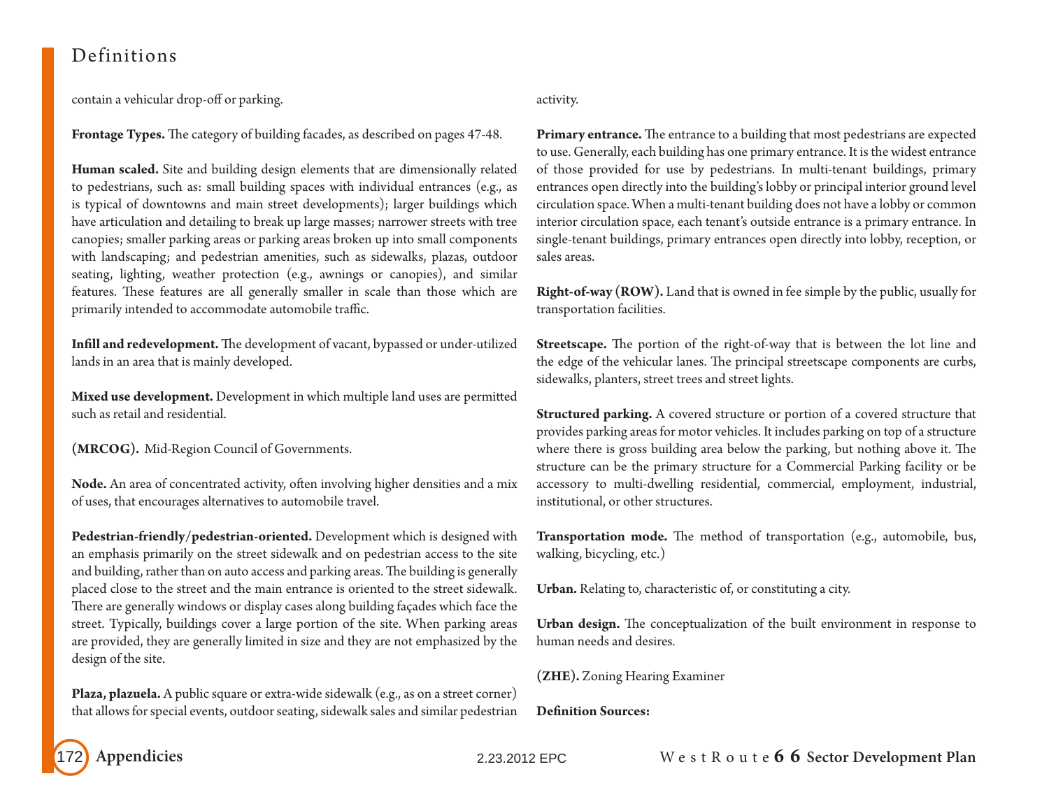# Definitions

contain a vehicular drop-off or parking.

**Frontage Types.** The category of building facades, as described on pages 47-48.

**Human scaled.** Site and building design elements that are dimensionally related to pedestrians, such as: small building spaces with individual entrances (e.g., as is typical of downtowns and main street developments); larger buildings which have articulation and detailing to break up large masses; narrower streets with tree canopies; smaller parking areas or parking areas broken up into small components with landscaping; and pedestrian amenities, such as sidewalks, plazas, outdoor seating, lighting, weather protection (e.g., awnings or canopies), and similar features. These features are all generally smaller in scale than those which are primarily intended to accommodate automobile traffic.

**Infill and redevelopment.** The development of vacant, bypassed or under-utilized lands in an area that is mainly developed.

**Mixed use development.** Development in which multiple land uses are permitted such as retail and residential.

**(MRCOG).** Mid-Region Council of Governments.

**Node.** An area of concentrated activity, often involving higher densities and a mix of uses, that encourages alternatives to automobile travel.

**Pedestrian-friendly/pedestrian-oriented.** Development which is designed with an emphasis primarily on the street sidewalk and on pedestrian access to the site and building, rather than on auto access and parking areas. The building is generally placed close to the street and the main entrance is oriented to the street sidewalk. There are generally windows or display cases along building façades which face the street. Typically, buildings cover a large portion of the site. When parking areas are provided, they are generally limited in size and they are not emphasized by the design of the site.

**Plaza, plazuela.** A public square or extra-wide sidewalk (e.g., as on a street corner) that allows for special events, outdoor seating, sidewalk sales and similar pedestrian activity.

**Primary entrance.** The entrance to a building that most pedestrians are expected to use. Generally, each building has one primary entrance. It is the widest entrance of those provided for use by pedestrians. In multi-tenant buildings, primary entrances open directly into the building's lobby or principal interior ground level circulation space. When a multi-tenant building does not have a lobby or common interior circulation space, each tenant's outside entrance is a primary entrance. In single-tenant buildings, primary entrances open directly into lobby, reception, or sales areas.

**Right-of-way (ROW).** Land that is owned in fee simple by the public, usually for transportation facilities.

**Streetscape.** The portion of the right-of-way that is between the lot line and the edge of the vehicular lanes. The principal streetscape components are curbs, sidewalks, planters, street trees and street lights.

**Structured parking.** A covered structure or portion of a covered structure that provides parking areas for motor vehicles. It includes parking on top of a structure where there is gross building area below the parking, but nothing above it. The structure can be the primary structure for a Commercial Parking facility or be accessory to multi-dwelling residential, commercial, employment, industrial, institutional, or other structures.

**Transportation mode.** The method of transportation (e.g., automobile, bus, walking, bicycling, etc.)

**Urban.** Relating to, characteristic of, or constituting a city.

**Urban design.** The conceptualization of the built environment in response to human needs and desires.

**(ZHE).** Zoning Hearing Examiner

**Definition Sources:**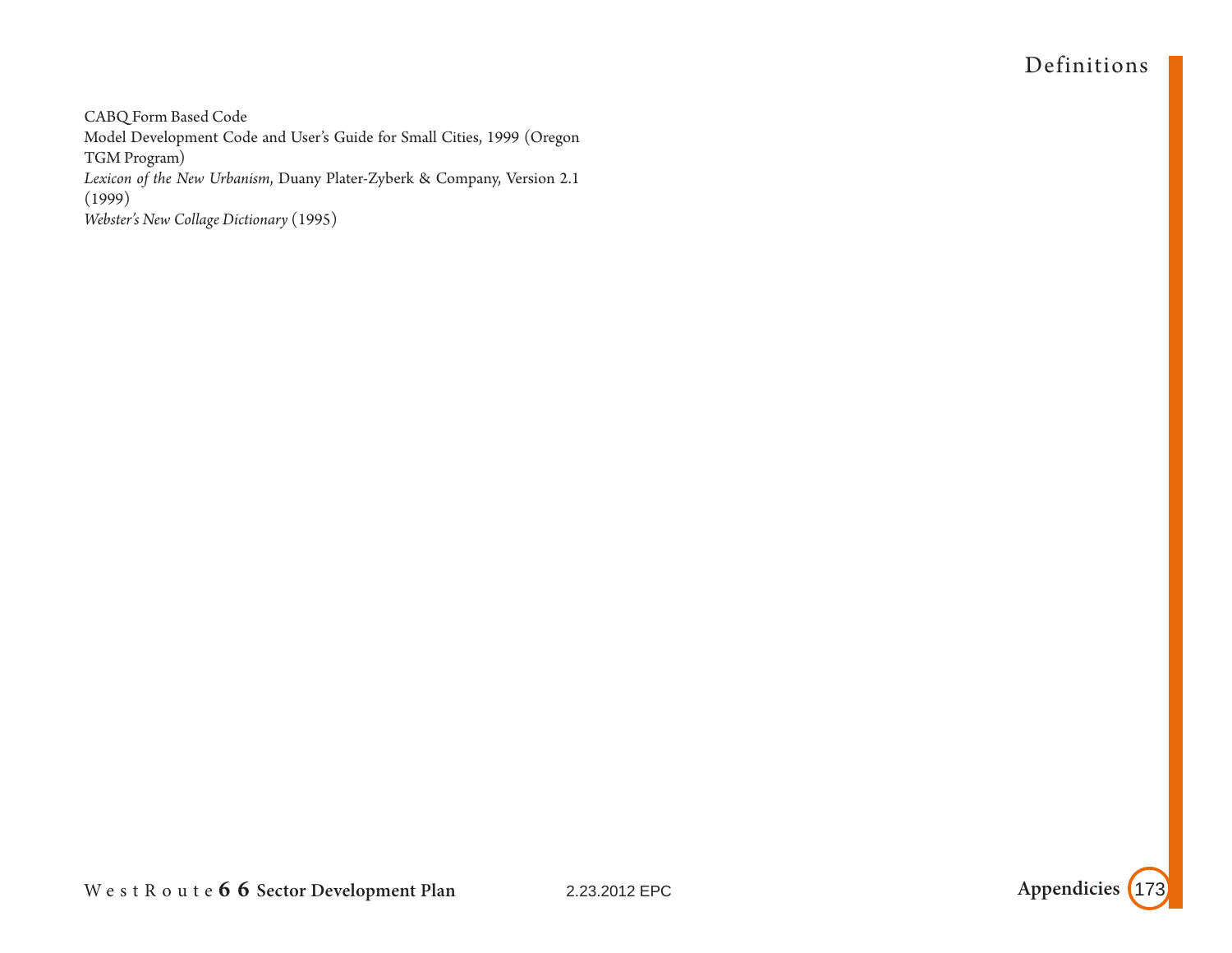CABQ Form Based Code
Model Development Code and User's Guide for Small Cities, 1999 (Oregon TGM Program)
*Lexicon of the New Urbanism*, Duany Plater-Zyberk & Company, Version 2.1 (1999)
*Webster's New Collage Dictionary* (1995)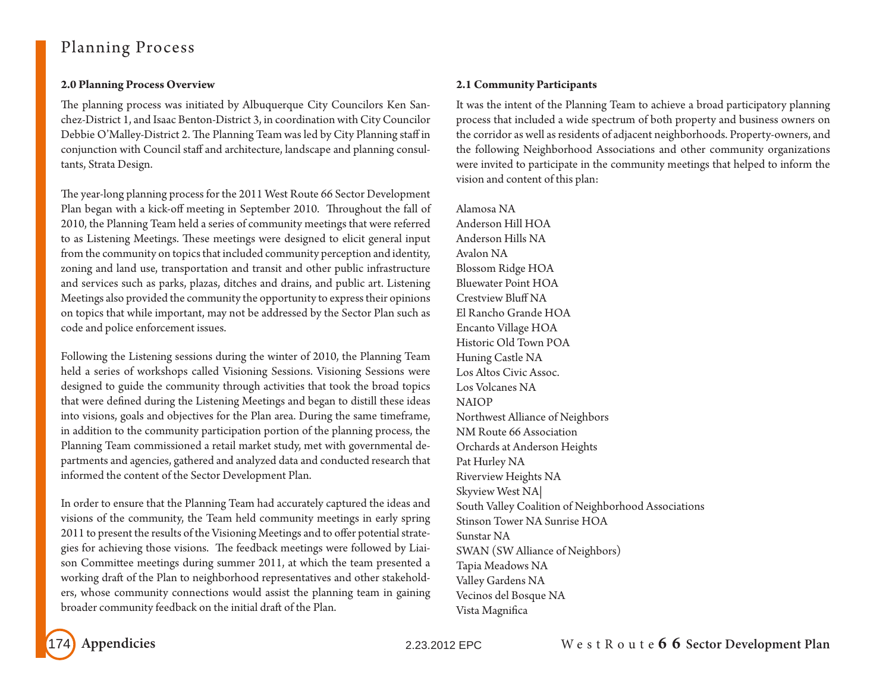# Planning Process

## 2.0 Planning Process Overview

The planning process was initiated by Albuquerque City Councilors Ken Sanchez-District 1, and Isaac Benton-District 3, in coordination with City Councilor Debbie O'Malley-District 2. The Planning Team was led by City Planning staff in conjunction with Council staff and architecture, landscape and planning consultants, Strata Design.

The year-long planning process for the 2011 West Route 66 Sector Development Plan began with a kick-off meeting in September 2010. Throughout the fall of 2010, the Planning Team held a series of community meetings that were referred to as Listening Meetings. These meetings were designed to elicit general input from the community on topics that included community perception and identity, zoning and land use, transportation and transit and other public infrastructure and services such as parks, plazas, ditches and drains, and public art. Listening Meetings also provided the community the opportunity to express their opinions on topics that while important, may not be addressed by the Sector Plan such as code and police enforcement issues.

Following the Listening sessions during the winter of 2010, the Planning Team held a series of workshops called Visioning Sessions. Visioning Sessions were designed to guide the community through activities that took the broad topics that were defined during the Listening Meetings and began to distill these ideas into visions, goals and objectives for the Plan area. During the same timeframe, in addition to the community participation portion of the planning process, the Planning Team commissioned a retail market study, met with governmental departments and agencies, gathered and analyzed data and conducted research that informed the content of the Sector Development Plan.

In order to ensure that the Planning Team had accurately captured the ideas and visions of the community, the Team held community meetings in early spring 2011 to present the results of the Visioning Meetings and to offer potential strategies for achieving those visions. The feedback meetings were followed by Liaison Committee meetings during summer 2011, at which the team presented a working draft of the Plan to neighborhood representatives and other stakeholders, whose community connections would assist the planning team in gaining broader community feedback on the initial draft of the Plan.

## 2.1 Community Participants

It was the intent of the Planning Team to achieve a broad participatory planning process that included a wide spectrum of both property and business owners on the corridor as well as residents of adjacent neighborhoods. Property-owners, and the following Neighborhood Associations and other community organizations were invited to participate in the community meetings that helped to inform the vision and content of this plan:

Alamosa NA
Anderson Hill HOA
Anderson Hills NA
Avalon NA
Blossom Ridge HOA
Bluewater Point HOA
Crestview Bluff NA
El Rancho Grande HOA
Encanto Village HOA
Historic Old Town POA
Huning Castle NA
Los Altos Civic Assoc.
Los Volcanes NA
NAIOP
Northwest Alliance of Neighbors
NM Route 66 Association
Orchards at Anderson Heights
Pat Hurley NA
Riverview Heights NA
Skyview West NA
South Valley Coalition of Neighborhood Associations
Stinson Tower NA Sunrise HOA
Sunstar NA
SWAN (SW Alliance of Neighbors)
Tapia Meadows NA
Valley Gardens NA
Vecinos del Bosque NA
Vista Magnifica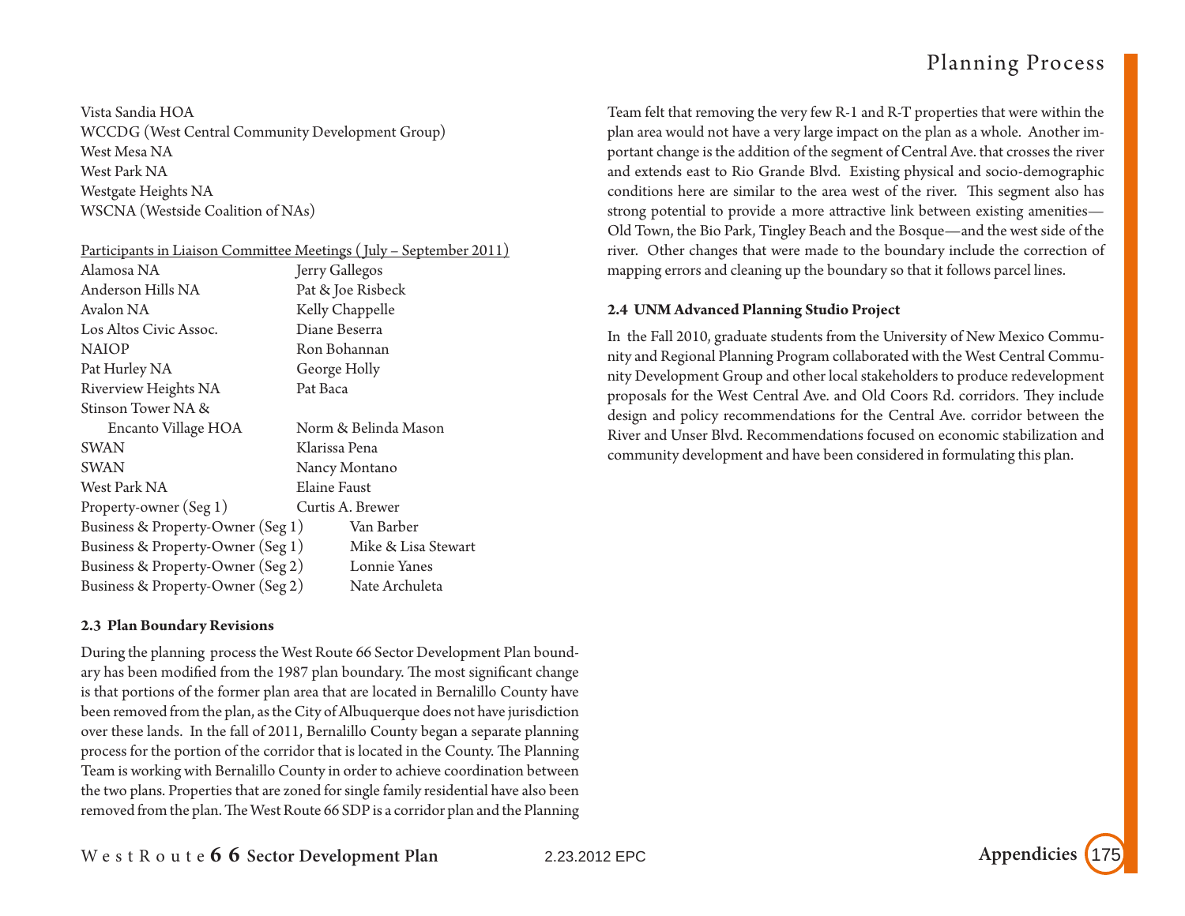Vista Sandia HOA
WCCDG (West Central Community Development Group)
West Mesa NA
West Park NA
Westgate Heights NA
WSCNA (Westside Coalition of NAs)

Participants in Liaison Committee Meetings ( July – September 2011)

| | |
|---|---|
| Alamosa NA | Jerry Gallegos |
| Anderson Hills NA | Pat & Joe Risbeck |
| Avalon NA | Kelly Chappelle |
| Los Altos Civic Assoc. | Diane Beserra |
| NAIOP | Ron Bohannan |
| Pat Hurley NA | George Holly |
| Riverview Heights NA | Pat Baca |
| Stinson Tower NA & Encanto Village HOA | Norm & Belinda Mason |
| SWAN | Klarissa Pena |
| SWAN | Nancy Montano |
| West Park NA | Elaine Faust |
| Property-owner (Seg 1) | Curtis A. Brewer |
| Business & Property-Owner (Seg 1) | Van Barber |
| Business & Property-Owner (Seg 1) | Mike & Lisa Stewart |
| Business & Property-Owner (Seg 2) | Lonnie Yanes |
| Business & Property-Owner (Seg 2) | Nate Archuleta |

### 2.3 Plan Boundary Revisions

During the planning process the West Route 66 Sector Development Plan boundary has been modified from the 1987 plan boundary. The most significant change is that portions of the former plan area that are located in Bernalillo County have been removed from the plan, as the City of Albuquerque does not have jurisdiction over these lands. In the fall of 2011, Bernalillo County began a separate planning process for the portion of the corridor that is located in the County. The Planning Team is working with Bernalillo County in order to achieve coordination between the two plans. Properties that are zoned for single family residential have also been removed from the plan. The West Route 66 SDP is a corridor plan and the Planning Team felt that removing the very few R-1 and R-T properties that were within the plan area would not have a very large impact on the plan as a whole. Another important change is the addition of the segment of Central Ave. that crosses the river and extends east to Rio Grande Blvd. Existing physical and socio-demographic conditions here are similar to the area west of the river. This segment also has strong potential to provide a more attractive link between existing amenities—Old Town, the Bio Park, Tingley Beach and the Bosque—and the west side of the river. Other changes that were made to the boundary include the correction of mapping errors and cleaning up the boundary so that it follows parcel lines.

### 2.4 UNM Advanced Planning Studio Project

In the Fall 2010, graduate students from the University of New Mexico Community and Regional Planning Program collaborated with the West Central Community Development Group and other local stakeholders to produce redevelopment proposals for the West Central Ave. and Old Coors Rd. corridors. They include design and policy recommendations for the Central Ave. corridor between the River and Unser Blvd. Recommendations focused on economic stabilization and community development and have been considered in formulating this plan.